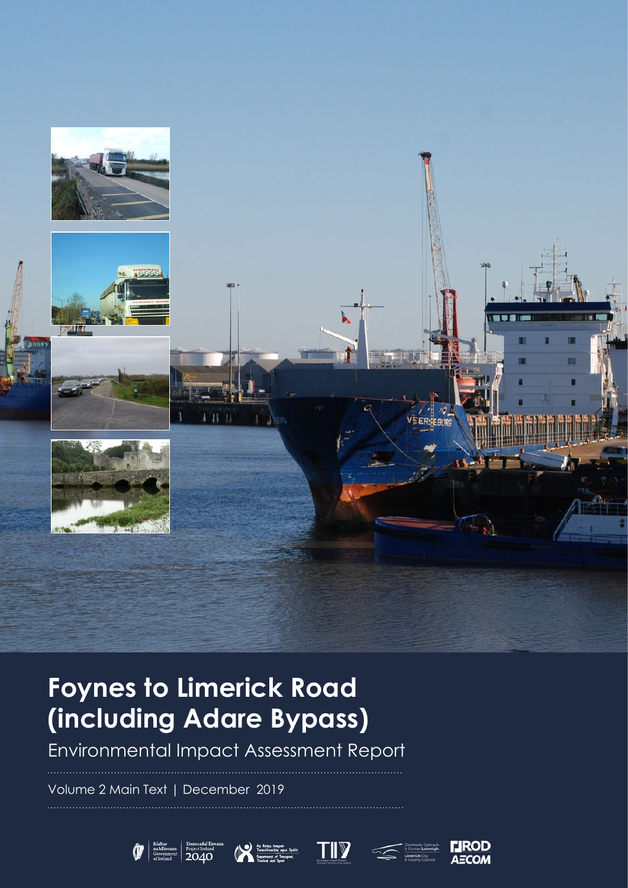# Foynes to Limerick Road (including Adare Bypass)

Environmental Impact Assessment Report

Volume 2 Main Text | December 2019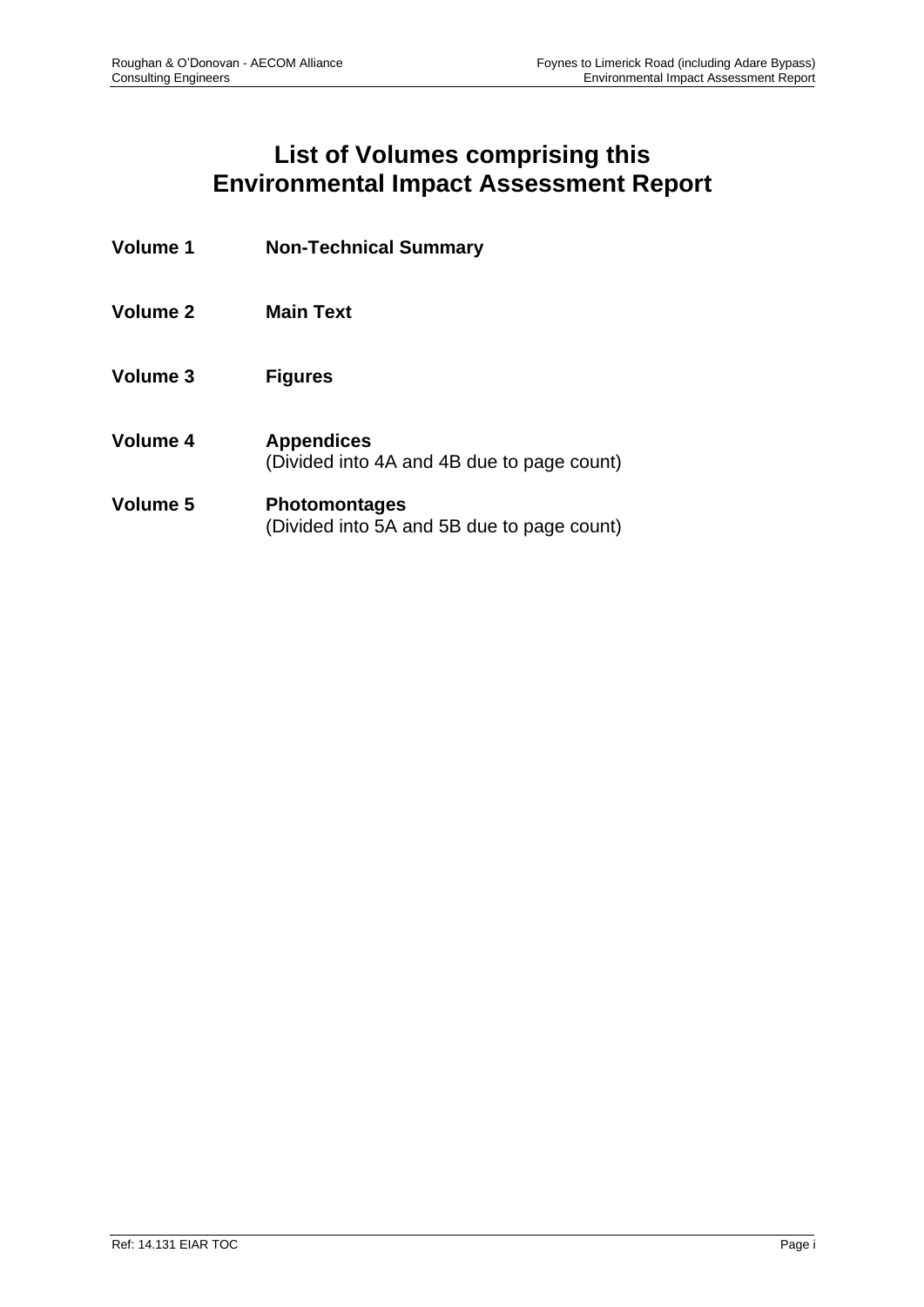# List of Volumes comprising this Environmental Impact Assessment Report

| | |
|---|---|
| **Volume 1** | **Non-Technical Summary** |
| **Volume 2** | **Main Text** |
| **Volume 3** | **Figures** |
| **Volume 4** | **Appendices**<br>(Divided into 4A and 4B due to page count) |
| **Volume 5** | **Photomontages**<br>(Divided into 5A and 5B due to page count) |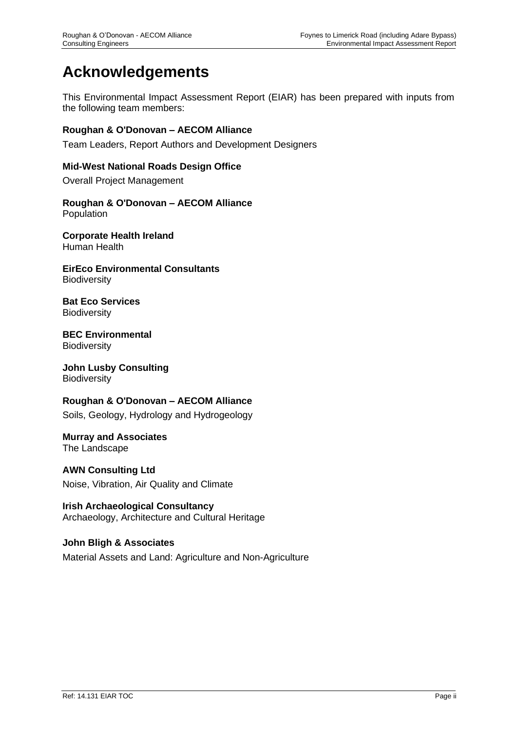# Acknowledgements

This Environmental Impact Assessment Report (EIAR) has been prepared with inputs from the following team members:

**Roughan & O'Donovan – AECOM Alliance**

Team Leaders, Report Authors and Development Designers

**Mid-West National Roads Design Office**

Overall Project Management

**Roughan & O'Donovan – AECOM Alliance**

Population

**Corporate Health Ireland**

Human Health

**EirEco Environmental Consultants**

Biodiversity

**Bat Eco Services**

Biodiversity

**BEC Environmental**

Biodiversity

**John Lusby Consulting**

Biodiversity

**Roughan & O'Donovan – AECOM Alliance**

Soils, Geology, Hydrology and Hydrogeology

**Murray and Associates**

The Landscape

**AWN Consulting Ltd**

Noise, Vibration, Air Quality and Climate

**Irish Archaeological Consultancy**

Archaeology, Architecture and Cultural Heritage

**John Bligh & Associates**

Material Assets and Land: Agriculture and Non-Agriculture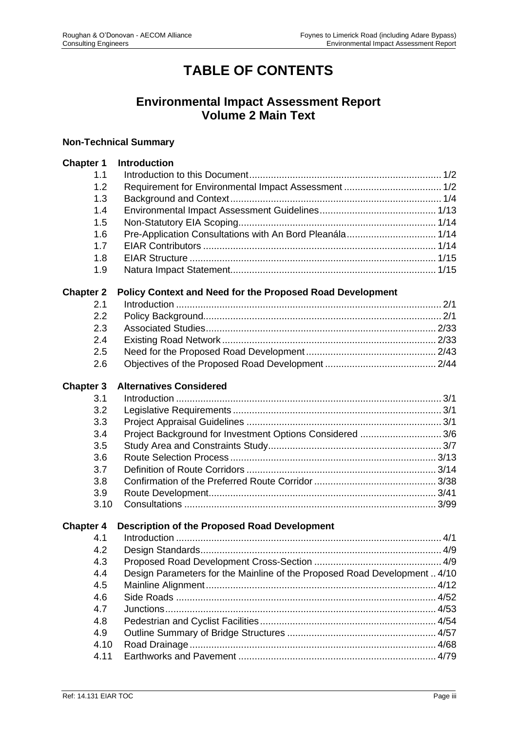# TABLE OF CONTENTS

## Environmental Impact Assessment Report
## Volume 2 Main Text

**Non-Technical Summary**

| | | |
|---|---|---|
| **Chapter 1** | **Introduction** | |
| 1.1 | Introduction to this Document | 1/2 |
| 1.2 | Requirement for Environmental Impact Assessment | 1/2 |
| 1.3 | Background and Context | 1/4 |
| 1.4 | Environmental Impact Assessment Guidelines | 1/13 |
| 1.5 | Non-Statutory EIA Scoping | 1/14 |
| 1.6 | Pre-Application Consultations with An Bord Pleanála | 1/14 |
| 1.7 | EIAR Contributors | 1/14 |
| 1.8 | EIAR Structure | 1/15 |
| 1.9 | Natura Impact Statement | 1/15 |
| **Chapter 2** | **Policy Context and Need for the Proposed Road Development** | |
| 2.1 | Introduction | 2/1 |
| 2.2 | Policy Background | 2/1 |
| 2.3 | Associated Studies | 2/33 |
| 2.4 | Existing Road Network | 2/33 |
| 2.5 | Need for the Proposed Road Development | 2/43 |
| 2.6 | Objectives of the Proposed Road Development | 2/44 |
| **Chapter 3** | **Alternatives Considered** | |
| 3.1 | Introduction | 3/1 |
| 3.2 | Legislative Requirements | 3/1 |
| 3.3 | Project Appraisal Guidelines | 3/1 |
| 3.4 | Project Background for Investment Options Considered | 3/6 |
| 3.5 | Study Area and Constraints Study | 3/7 |
| 3.6 | Route Selection Process | 3/13 |
| 3.7 | Definition of Route Corridors | 3/14 |
| 3.8 | Confirmation of the Preferred Route Corridor | 3/38 |
| 3.9 | Route Development | 3/41 |
| 3.10 | Consultations | 3/99 |
| **Chapter 4** | **Description of the Proposed Road Development** | |
| 4.1 | Introduction | 4/1 |
| 4.2 | Design Standards | 4/9 |
| 4.3 | Proposed Road Development Cross-Section | 4/9 |
| 4.4 | Design Parameters for the Mainline of the Proposed Road Development | 4/10 |
| 4.5 | Mainline Alignment | 4/12 |
| 4.6 | Side Roads | 4/52 |
| 4.7 | Junctions | 4/53 |
| 4.8 | Pedestrian and Cyclist Facilities | 4/54 |
| 4.9 | Outline Summary of Bridge Structures | 4/57 |
| 4.10 | Road Drainage | 4/68 |
| 4.11 | Earthworks and Pavement | 4/79 |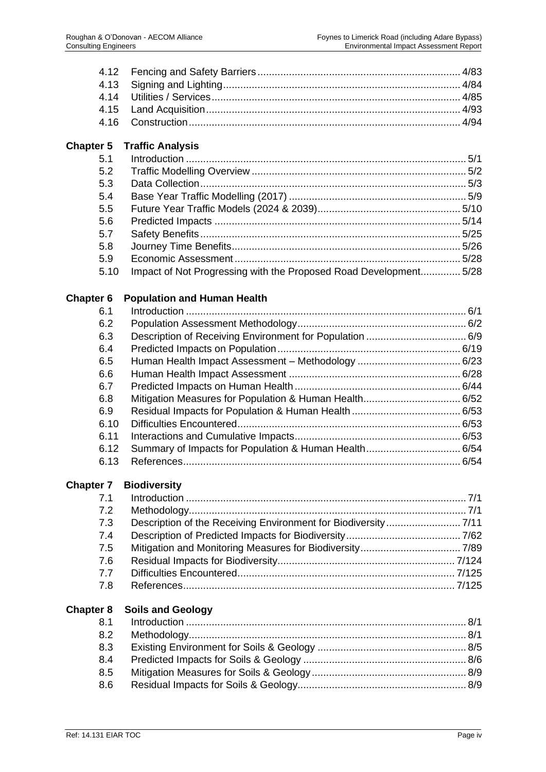| | | |
|---|---|---|
| 4.12 | Fencing and Safety Barriers | 4/83 |
| 4.13 | Signing and Lighting | 4/84 |
| 4.14 | Utilities / Services | 4/85 |
| 4.15 | Land Acquisition | 4/93 |
| 4.16 | Construction | 4/94 |

**Chapter 5 Traffic Analysis**

| | | |
|---|---|---|
| 5.1 | Introduction | 5/1 |
| 5.2 | Traffic Modelling Overview | 5/2 |
| 5.3 | Data Collection | 5/3 |
| 5.4 | Base Year Traffic Modelling (2017) | 5/9 |
| 5.5 | Future Year Traffic Models (2024 & 2039) | 5/10 |
| 5.6 | Predicted Impacts | 5/14 |
| 5.7 | Safety Benefits | 5/25 |
| 5.8 | Journey Time Benefits | 5/26 |
| 5.9 | Economic Assessment | 5/28 |
| 5.10 | Impact of Not Progressing with the Proposed Road Development | 5/28 |

**Chapter 6 Population and Human Health**

| | | |
|---|---|---|
| 6.1 | Introduction | 6/1 |
| 6.2 | Population Assessment Methodology | 6/2 |
| 6.3 | Description of Receiving Environment for Population | 6/9 |
| 6.4 | Predicted Impacts on Population | 6/19 |
| 6.5 | Human Health Impact Assessment – Methodology | 6/23 |
| 6.6 | Human Health Impact Assessment | 6/28 |
| 6.7 | Predicted Impacts on Human Health | 6/44 |
| 6.8 | Mitigation Measures for Population & Human Health | 6/52 |
| 6.9 | Residual Impacts for Population & Human Health | 6/53 |
| 6.10 | Difficulties Encountered | 6/53 |
| 6.11 | Interactions and Cumulative Impacts | 6/53 |
| 6.12 | Summary of Impacts for Population & Human Health | 6/54 |
| 6.13 | References | 6/54 |

**Chapter 7 Biodiversity**

| | | |
|---|---|---|
| 7.1 | Introduction | 7/1 |
| 7.2 | Methodology | 7/1 |
| 7.3 | Description of the Receiving Environment for Biodiversity | 7/11 |
| 7.4 | Description of Predicted Impacts for Biodiversity | 7/62 |
| 7.5 | Mitigation and Monitoring Measures for Biodiversity | 7/89 |
| 7.6 | Residual Impacts for Biodiversity | 7/124 |
| 7.7 | Difficulties Encountered | 7/125 |
| 7.8 | References | 7/125 |

**Chapter 8 Soils and Geology**

| | | |
|---|---|---|
| 8.1 | Introduction | 8/1 |
| 8.2 | Methodology | 8/1 |
| 8.3 | Existing Environment for Soils & Geology | 8/5 |
| 8.4 | Predicted Impacts for Soils & Geology | 8/6 |
| 8.5 | Mitigation Measures for Soils & Geology | 8/9 |
| 8.6 | Residual Impacts for Soils & Geology | 8/9 |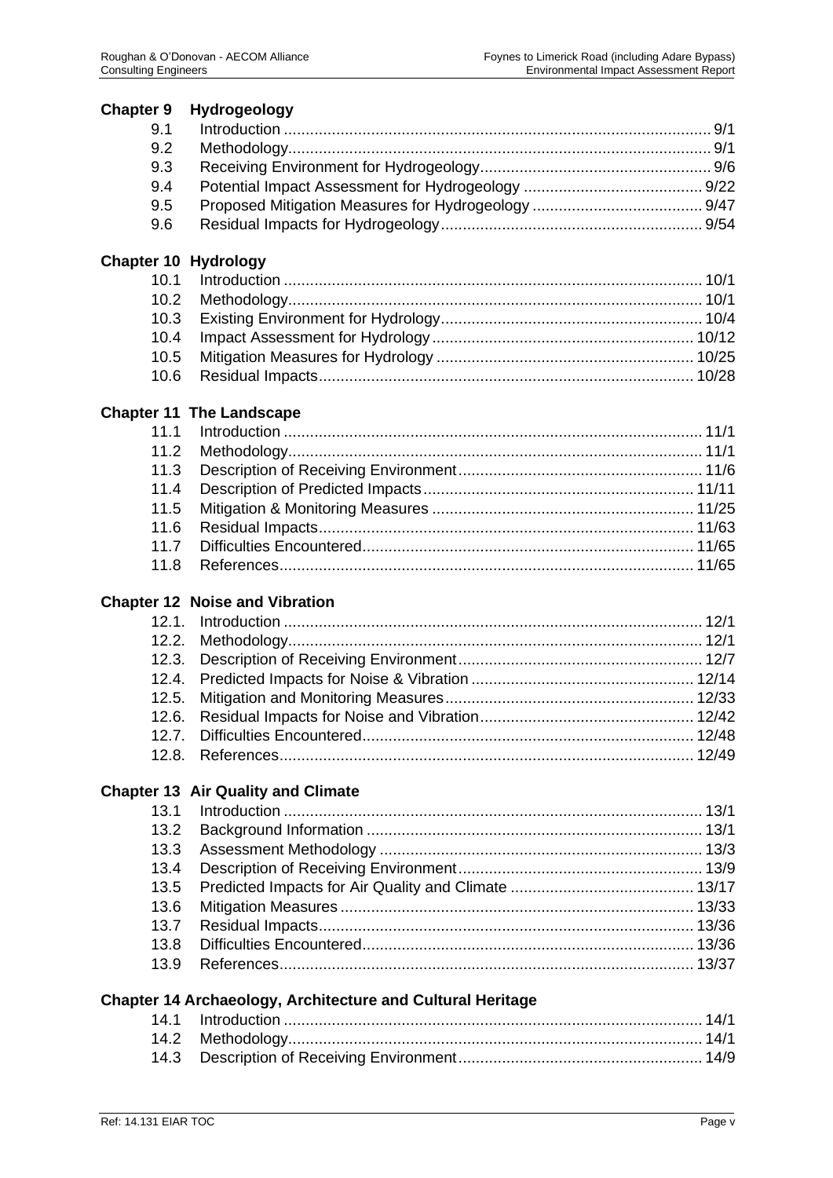## Chapter 9 Hydrogeology

| | | |
|---|---|---|
| 9.1 | Introduction | 9/1 |
| 9.2 | Methodology | 9/1 |
| 9.3 | Receiving Environment for Hydrogeology | 9/6 |
| 9.4 | Potential Impact Assessment for Hydrogeology | 9/22 |
| 9.5 | Proposed Mitigation Measures for Hydrogeology | 9/47 |
| 9.6 | Residual Impacts for Hydrogeology | 9/54 |

## Chapter 10 Hydrology

| | | |
|---|---|---|
| 10.1 | Introduction | 10/1 |
| 10.2 | Methodology | 10/1 |
| 10.3 | Existing Environment for Hydrology | 10/4 |
| 10.4 | Impact Assessment for Hydrology | 10/12 |
| 10.5 | Mitigation Measures for Hydrology | 10/25 |
| 10.6 | Residual Impacts | 10/28 |

## Chapter 11 The Landscape

| | | |
|---|---|---|
| 11.1 | Introduction | 11/1 |
| 11.2 | Methodology | 11/1 |
| 11.3 | Description of Receiving Environment | 11/6 |
| 11.4 | Description of Predicted Impacts | 11/11 |
| 11.5 | Mitigation & Monitoring Measures | 11/25 |
| 11.6 | Residual Impacts | 11/63 |
| 11.7 | Difficulties Encountered | 11/65 |
| 11.8 | References | 11/65 |

## Chapter 12 Noise and Vibration

| | | |
|---|---|---|
| 12.1. | Introduction | 12/1 |
| 12.2. | Methodology | 12/1 |
| 12.3. | Description of Receiving Environment | 12/7 |
| 12.4. | Predicted Impacts for Noise & Vibration | 12/14 |
| 12.5. | Mitigation and Monitoring Measures | 12/33 |
| 12.6. | Residual Impacts for Noise and Vibration | 12/42 |
| 12.7. | Difficulties Encountered | 12/48 |
| 12.8. | References | 12/49 |

## Chapter 13 Air Quality and Climate

| | | |
|---|---|---|
| 13.1 | Introduction | 13/1 |
| 13.2 | Background Information | 13/1 |
| 13.3 | Assessment Methodology | 13/3 |
| 13.4 | Description of Receiving Environment | 13/9 |
| 13.5 | Predicted Impacts for Air Quality and Climate | 13/17 |
| 13.6 | Mitigation Measures | 13/33 |
| 13.7 | Residual Impacts | 13/36 |
| 13.8 | Difficulties Encountered | 13/36 |
| 13.9 | References | 13/37 |

## Chapter 14 Archaeology, Architecture and Cultural Heritage

| | | |
|---|---|---|
| 14.1 | Introduction | 14/1 |
| 14.2 | Methodology | 14/1 |
| 14.3 | Description of Receiving Environment | 14/9 |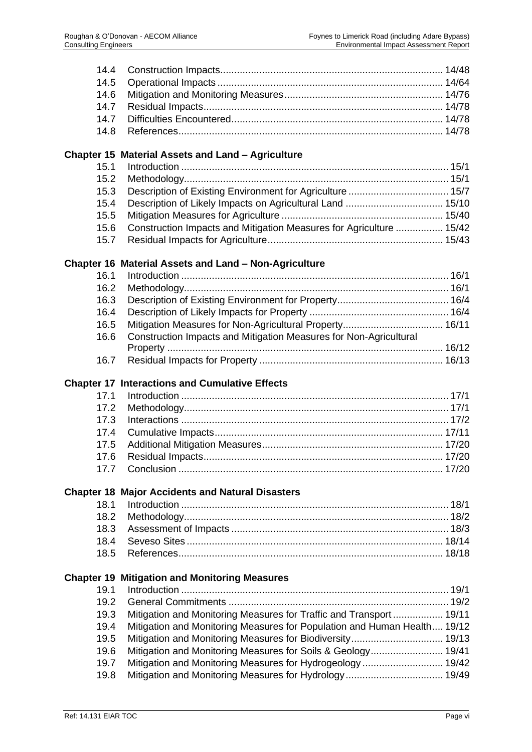| | | |
|---|---|---|
| 14.4 | Construction Impacts | 14/48 |
| 14.5 | Operational Impacts | 14/64 |
| 14.6 | Mitigation and Monitoring Measures | 14/76 |
| 14.7 | Residual Impacts | 14/78 |
| 14.7 | Difficulties Encountered | 14/78 |
| 14.8 | References | 14/78 |

**Chapter 15 Material Assets and Land – Agriculture**

| | | |
|---|---|---|
| 15.1 | Introduction | 15/1 |
| 15.2 | Methodology | 15/1 |
| 15.3 | Description of Existing Environment for Agriculture | 15/7 |
| 15.4 | Description of Likely Impacts on Agricultural Land | 15/10 |
| 15.5 | Mitigation Measures for Agriculture | 15/40 |
| 15.6 | Construction Impacts and Mitigation Measures for Agriculture | 15/42 |
| 15.7 | Residual Impacts for Agriculture | 15/43 |

**Chapter 16 Material Assets and Land – Non-Agriculture**

| | | |
|---|---|---|
| 16.1 | Introduction | 16/1 |
| 16.2 | Methodology | 16/1 |
| 16.3 | Description of Existing Environment for Property | 16/4 |
| 16.4 | Description of Likely Impacts for Property | 16/4 |
| 16.5 | Mitigation Measures for Non-Agricultural Property | 16/11 |
| 16.6 | Construction Impacts and Mitigation Measures for Non-Agricultural Property | 16/12 |
| 16.7 | Residual Impacts for Property | 16/13 |

**Chapter 17 Interactions and Cumulative Effects**

| | | |
|---|---|---|
| 17.1 | Introduction | 17/1 |
| 17.2 | Methodology | 17/1 |
| 17.3 | Interactions | 17/2 |
| 17.4 | Cumulative Impacts | 17/11 |
| 17.5 | Additional Mitigation Measures | 17/20 |
| 17.6 | Residual Impacts | 17/20 |
| 17.7 | Conclusion | 17/20 |

**Chapter 18 Major Accidents and Natural Disasters**

| | | |
|---|---|---|
| 18.1 | Introduction | 18/1 |
| 18.2 | Methodology | 18/2 |
| 18.3 | Assessment of Impacts | 18/3 |
| 18.4 | Seveso Sites | 18/14 |
| 18.5 | References | 18/18 |

**Chapter 19 Mitigation and Monitoring Measures**

| | | |
|---|---|---|
| 19.1 | Introduction | 19/1 |
| 19.2 | General Commitments | 19/2 |
| 19.3 | Mitigation and Monitoring Measures for Traffic and Transport | 19/11 |
| 19.4 | Mitigation and Monitoring Measures for Population and Human Health | 19/12 |
| 19.5 | Mitigation and Monitoring Measures for Biodiversity | 19/13 |
| 19.6 | Mitigation and Monitoring Measures for Soils & Geology | 19/41 |
| 19.7 | Mitigation and Monitoring Measures for Hydrogeology | 19/42 |
| 19.8 | Mitigation and Monitoring Measures for Hydrology | 19/49 |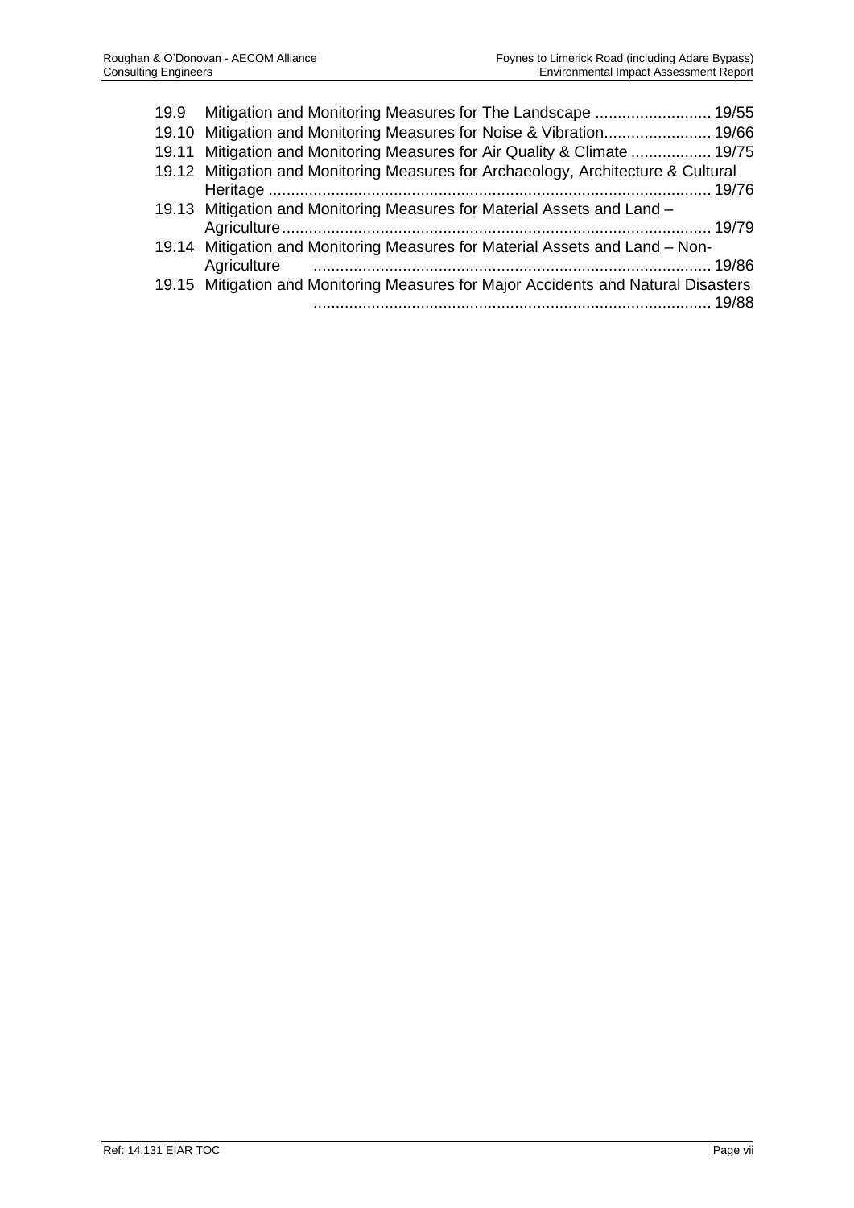19.9 Mitigation and Monitoring Measures for The Landscape .......................... 19/55

19.10 Mitigation and Monitoring Measures for Noise & Vibration........................ 19/66

19.11 Mitigation and Monitoring Measures for Air Quality & Climate .................. 19/75

19.12 Mitigation and Monitoring Measures for Archaeology, Architecture & Cultural Heritage .................................................................................................. 19/76

19.13 Mitigation and Monitoring Measures for Material Assets and Land – Agriculture............................................................................................... 19/79

19.14 Mitigation and Monitoring Measures for Material Assets and Land – Non-Agriculture ........................................................................................ 19/86

19.15 Mitigation and Monitoring Measures for Major Accidents and Natural Disasters ........................................................................................ 19/88